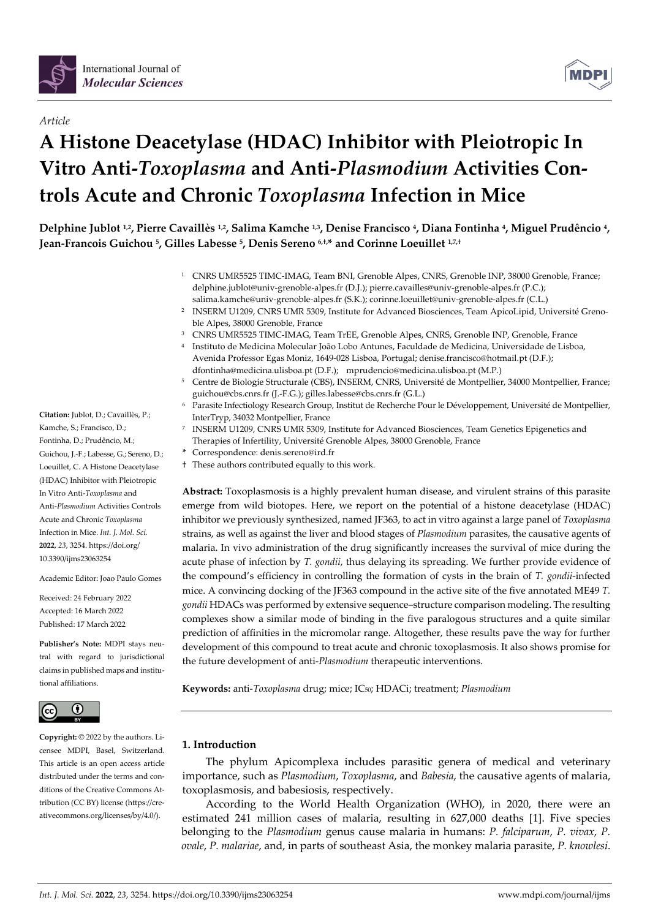*Article*

# A Histone Deacetylase (HDAC) Inhibitor with Pleiotropic In Vitro Anti-*Toxoplasma* and Anti-*Plasmodium* Activities Controls Acute and Chronic *Toxoplasma* Infection in Mice

**Delphine Jublot [1,2], Pierre Cavaillès [1,2], Salima Kamche [1,3], Denise Francisco [4], Diana Fontinha [4], Miguel Prudêncio [4], Jean-Francois Guichou [5], Gilles Labesse [5], Denis Sereno [6,†,*] and Corinne Loeuillet [1,7,†]**

[1] CNRS UMR5525 TIMC-IMAG, Team BNI, Grenoble Alpes, CNRS, Grenoble INP, 38000 Grenoble, France; delphine.jublot@univ-grenoble-alpes.fr (D.J.); pierre.cavailles@univ-grenoble-alpes.fr (P.C.); salima.kamche@univ-grenoble-alpes.fr (S.K.); corinne.loeuillet@univ-grenoble-alpes.fr (C.L.)

[2] INSERM U1209, CNRS UMR 5309, Institute for Advanced Biosciences, Team ApicoLipid, Université Grenoble Alpes, 38000 Grenoble, France

[3] CNRS UMR5525 TIMC-IMAG, Team TrEE, Grenoble Alpes, CNRS, Grenoble INP, Grenoble, France

[4] Instituto de Medicina Molecular João Lobo Antunes, Faculdade de Medicina, Universidade de Lisboa, Avenida Professor Egas Moniz, 1649-028 Lisboa, Portugal; denise.francisco@hotmail.pt (D.F.); dfontinha@medicina.ulisboa.pt (D.F.); mprudencio@medicina.ulisboa.pt (M.P.)

[5] Centre de Biologie Structurale (CBS), INSERM, CNRS, Université de Montpellier, 34000 Montpellier, France; guichou@cbs.cnrs.fr (J.-F.G.); gilles.labesse@cbs.cnrs.fr (G.L.)

[6] Parasite Infectiology Research Group, Institut de Recherche Pour le Développement, Université de Montpellier, InterTryp, 34032 Montpellier, France

[7] INSERM U1209, CNRS UMR 5309, Institute for Advanced Biosciences, Team Genetics Epigenetics and Therapies of Infertility, Université Grenoble Alpes, 38000 Grenoble, France

\* Correspondence: denis.sereno@ird.fr

† These authors contributed equally to this work.

**Citation:** Jublot, D.; Cavaillès, P.; Kamche, S.; Francisco, D.; Fontinha, D.; Prudêncio, M.; Guichou, J.-F.; Labesse, G.; Sereno, D.; Loeuillet, C. A Histone Deacetylase (HDAC) Inhibitor with Pleiotropic In Vitro Anti-*Toxoplasma* and Anti-*Plasmodium* Activities Controls Acute and Chronic *Toxoplasma* Infection in Mice. *Int. J. Mol. Sci.* **2022**, *23*, 3254. https://doi.org/10.3390/ijms23063254

Academic Editor: Joao Paulo Gomes

Received: 24 February 2022
Accepted: 16 March 2022
Published: 17 March 2022

**Publisher's Note:** MDPI stays neutral with regard to jurisdictional claims in published maps and institutional affiliations.

**Copyright:** © 2022 by the authors. Licensee MDPI, Basel, Switzerland. This article is an open access article distributed under the terms and conditions of the Creative Commons Attribution (CC BY) license (https://creativecommons.org/licenses/by/4.0/).

**Abstract:** Toxoplasmosis is a highly prevalent human disease, and virulent strains of this parasite emerge from wild biotopes. Here, we report on the potential of a histone deacetylase (HDAC) inhibitor we previously synthesized, named JF363, to act in vitro against a large panel of *Toxoplasma* strains, as well as against the liver and blood stages of *Plasmodium* parasites, the causative agents of malaria. In vivo administration of the drug significantly increases the survival of mice during the acute phase of infection by *T. gondii*, thus delaying its spreading. We further provide evidence of the compound's efficiency in controlling the formation of cysts in the brain of *T. gondii*-infected mice. A convincing docking of the JF363 compound in the active site of the five annotated ME49 *T. gondii* HDACs was performed by extensive sequence–structure comparison modeling. The resulting complexes show a similar mode of binding in the five paralogous structures and a quite similar prediction of affinities in the micromolar range. Altogether, these results pave the way for further development of this compound to treat acute and chronic toxoplasmosis. It also shows promise for the future development of anti-*Plasmodium* therapeutic interventions.

**Keywords:** anti-*Toxoplasma* drug; mice; $IC_{50}$; HDACi; treatment; *Plasmodium*

## 1. Introduction

The phylum Apicomplexa includes parasitic genera of medical and veterinary importance, such as *Plasmodium*, *Toxoplasma*, and *Babesia*, the causative agents of malaria, toxoplasmosis, and babesiosis, respectively.

According to the World Health Organization (WHO), in 2020, there were an estimated 241 million cases of malaria, resulting in 627,000 deaths [1]. Five species belonging to the *Plasmodium* genus cause malaria in humans: *P. falciparum*, *P. vivax*, *P. ovale*, *P. malariae*, and, in parts of southeast Asia, the monkey malaria parasite, *P. knowlesi*.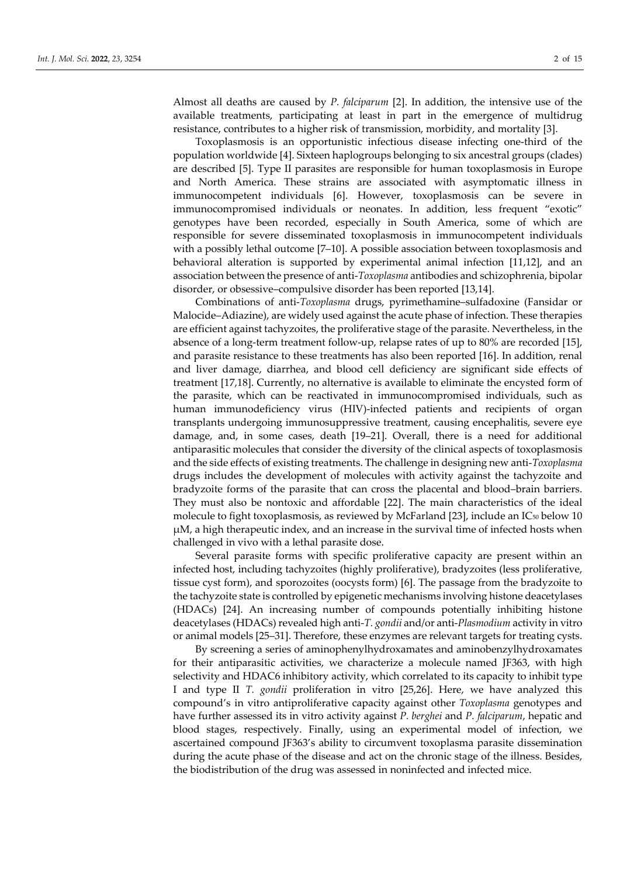Almost all deaths are caused by *P. falciparum* [2]. In addition, the intensive use of the available treatments, participating at least in part in the emergence of multidrug resistance, contributes to a higher risk of transmission, morbidity, and mortality [3].

Toxoplasmosis is an opportunistic infectious disease infecting one-third of the population worldwide [4]. Sixteen haplogroups belonging to six ancestral groups (clades) are described [5]. Type II parasites are responsible for human toxoplasmosis in Europe and North America. These strains are associated with asymptomatic illness in immunocompetent individuals [6]. However, toxoplasmosis can be severe in immunocompromised individuals or neonates. In addition, less frequent "exotic" genotypes have been recorded, especially in South America, some of which are responsible for severe disseminated toxoplasmosis in immunocompetent individuals with a possibly lethal outcome [7–10]. A possible association between toxoplasmosis and behavioral alteration is supported by experimental animal infection [11,12], and an association between the presence of anti-*Toxoplasma* antibodies and schizophrenia, bipolar disorder, or obsessive–compulsive disorder has been reported [13,14].

Combinations of anti-*Toxoplasma* drugs, pyrimethamine–sulfadoxine (Fansidar or Malocide–Adiazine), are widely used against the acute phase of infection. These therapies are efficient against tachyzoites, the proliferative stage of the parasite. Nevertheless, in the absence of a long-term treatment follow-up, relapse rates of up to 80% are recorded [15], and parasite resistance to these treatments has also been reported [16]. In addition, renal and liver damage, diarrhea, and blood cell deficiency are significant side effects of treatment [17,18]. Currently, no alternative is available to eliminate the encysted form of the parasite, which can be reactivated in immunocompromised individuals, such as human immunodeficiency virus (HIV)-infected patients and recipients of organ transplants undergoing immunosuppressive treatment, causing encephalitis, severe eye damage, and, in some cases, death [19–21]. Overall, there is a need for additional antiparasitic molecules that consider the diversity of the clinical aspects of toxoplasmosis and the side effects of existing treatments. The challenge in designing new anti-*Toxoplasma* drugs includes the development of molecules with activity against the tachyzoite and bradyzoite forms of the parasite that can cross the placental and blood–brain barriers. They must also be nontoxic and affordable [22]. The main characteristics of the ideal molecule to fight toxoplasmosis, as reviewed by McFarland [23], include an $IC_{50}$ below 10 μM, a high therapeutic index, and an increase in the survival time of infected hosts when challenged in vivo with a lethal parasite dose.

Several parasite forms with specific proliferative capacity are present within an infected host, including tachyzoites (highly proliferative), bradyzoites (less proliferative, tissue cyst form), and sporozoites (oocysts form) [6]. The passage from the bradyzoite to the tachyzoite state is controlled by epigenetic mechanisms involving histone deacetylases (HDACs) [24]. An increasing number of compounds potentially inhibiting histone deacetylases (HDACs) revealed high anti-*T. gondii* and/or anti-*Plasmodium* activity in vitro or animal models [25–31]. Therefore, these enzymes are relevant targets for treating cysts.

By screening a series of aminophenylhydroxamates and aminobenzylhydroxamates for their antiparasitic activities, we characterize a molecule named JF363, with high selectivity and HDAC6 inhibitory activity, which correlated to its capacity to inhibit type I and type II *T. gondii* proliferation in vitro [25,26]. Here, we have analyzed this compound's in vitro antiproliferative capacity against other *Toxoplasma* genotypes and have further assessed its in vitro activity against *P. berghei* and *P. falciparum*, hepatic and blood stages, respectively. Finally, using an experimental model of infection, we ascertained compound JF363's ability to circumvent toxoplasma parasite dissemination during the acute phase of the disease and act on the chronic stage of the illness. Besides, the biodistribution of the drug was assessed in noninfected and infected mice.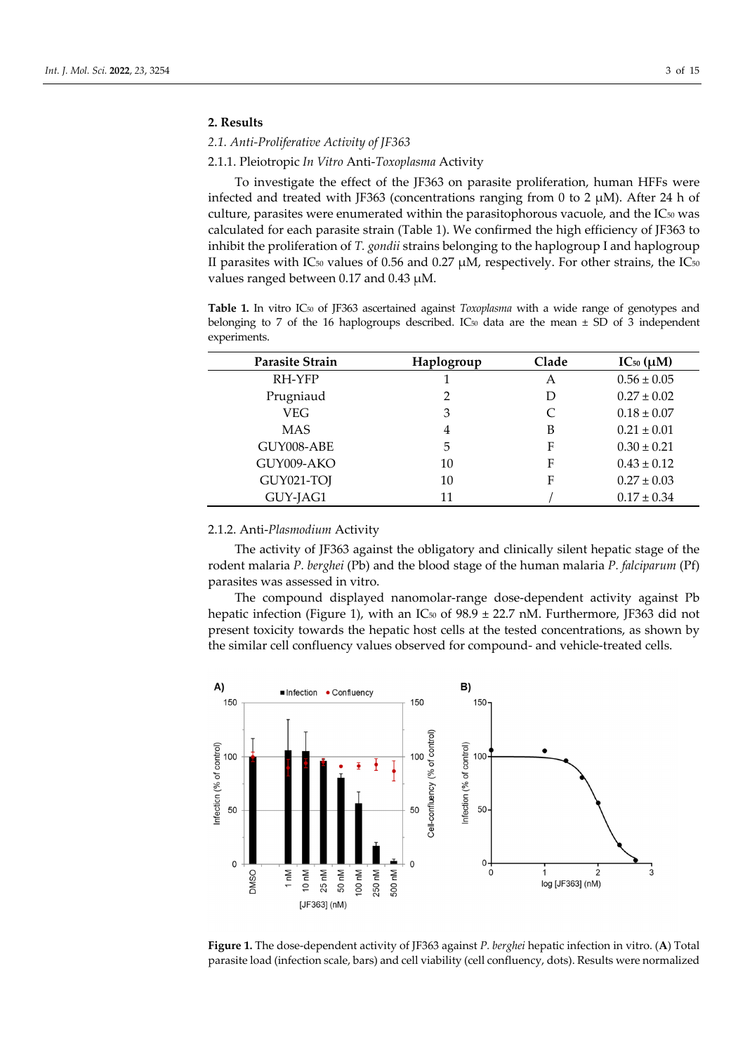## 2. Results

### 2.1. Anti-Proliferative Activity of JF363

#### 2.1.1. Pleiotropic *In Vitro* Anti-*Toxoplasma* Activity

To investigate the effect of the JF363 on parasite proliferation, human HFFs were infected and treated with JF363 (concentrations ranging from 0 to 2 μM). After 24 h of culture, parasites were enumerated within the parasitophorous vacuole, and the $IC_{50}$ was calculated for each parasite strain (Table 1). We confirmed the high efficiency of JF363 to inhibit the proliferation of *T. gondii* strains belonging to the haplogroup I and haplogroup II parasites with $IC_{50}$ values of 0.56 and 0.27 μM, respectively. For other strains, the $IC_{50}$ values ranged between 0.17 and 0.43 μM.

**Table 1.** In vitro $IC_{50}$ of JF363 ascertained against *Toxoplasma* with a wide range of genotypes and belonging to 7 of the 16 haplogroups described. $IC_{50}$ data are the mean ± SD of 3 independent experiments.

| Parasite Strain | Haplogroup | Clade | $IC_{50}$ (μM) |
|---|---|---|---|
| RH-YFP | 1 | A | 0.56 ± 0.05 |
| Prugniaud | 2 | D | 0.27 ± 0.02 |
| VEG | 3 | C | 0.18 ± 0.07 |
| MAS | 4 | B | 0.21 ± 0.01 |
| GUY008-ABE | 5 | F | 0.30 ± 0.21 |
| GUY009-AKO | 10 | F | 0.43 ± 0.12 |
| GUY021-TOJ | 10 | F | 0.27 ± 0.03 |
| GUY-JAG1 | 11 | / | 0.17 ± 0.34 |

#### 2.1.2. Anti-*Plasmodium* Activity

The activity of JF363 against the obligatory and clinically silent hepatic stage of the rodent malaria *P. berghei* (Pb) and the blood stage of the human malaria *P. falciparum* (Pf) parasites was assessed in vitro.

The compound displayed nanomolar-range dose-dependent activity against Pb hepatic infection (Figure 1), with an $IC_{50}$ of 98.9 ± 22.7 nM. Furthermore, JF363 did not present toxicity towards the hepatic host cells at the tested concentrations, as shown by the similar cell confluency values observed for compound- and vehicle-treated cells.

**Figure 1.** The dose-dependent activity of JF363 against *P. berghei* hepatic infection in vitro. (**A**) Total parasite load (infection scale, bars) and cell viability (cell confluency, dots). Results were normalized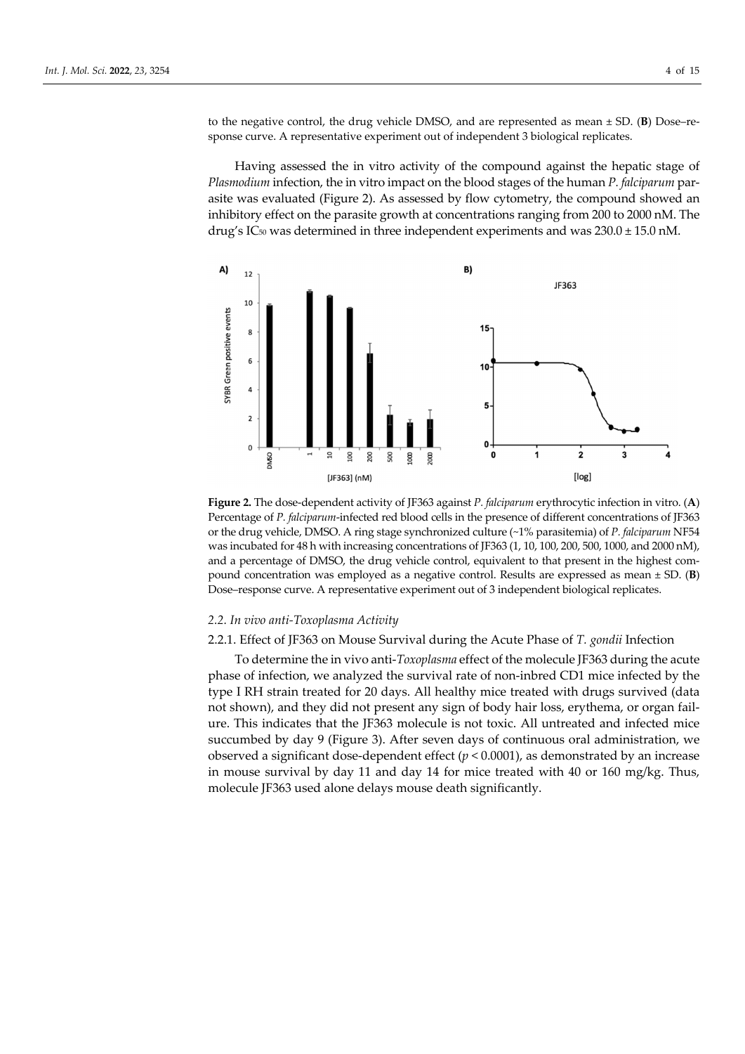to the negative control, the drug vehicle DMSO, and are represented as mean ± SD. (**B**) Dose–response curve. A representative experiment out of independent 3 biological replicates.

Having assessed the in vitro activity of the compound against the hepatic stage of *Plasmodium* infection, the in vitro impact on the blood stages of the human *P. falciparum* parasite was evaluated (Figure 2). As assessed by flow cytometry, the compound showed an inhibitory effect on the parasite growth at concentrations ranging from 200 to 2000 nM. The drug's $IC_{50}$ was determined in three independent experiments and was 230.0 ± 15.0 nM.

**Figure 2.** The dose-dependent activity of JF363 against *P. falciparum* erythrocytic infection in vitro. (**A**) Percentage of *P. falciparum*-infected red blood cells in the presence of different concentrations of JF363 or the drug vehicle, DMSO. A ring stage synchronized culture (~1% parasitemia) of *P. falciparum* NF54 was incubated for 48 h with increasing concentrations of JF363 (1, 10, 100, 200, 500, 1000, and 2000 nM), and a percentage of DMSO, the drug vehicle control, equivalent to that present in the highest compound concentration was employed as a negative control. Results are expressed as mean ± SD. (**B**) Dose–response curve. A representative experiment out of 3 independent biological replicates.

### 2.2. In vivo anti-*Toxoplasma* Activity

#### 2.2.1. Effect of JF363 on Mouse Survival during the Acute Phase of *T. gondii* Infection

To determine the in vivo anti-*Toxoplasma* effect of the molecule JF363 during the acute phase of infection, we analyzed the survival rate of non-inbred CD1 mice infected by the type I RH strain treated for 20 days. All healthy mice treated with drugs survived (data not shown), and they did not present any sign of body hair loss, erythema, or organ failure. This indicates that the JF363 molecule is not toxic. All untreated and infected mice succumbed by day 9 (Figure 3). After seven days of continuous oral administration, we observed a significant dose-dependent effect ($p < 0.0001$), as demonstrated by an increase in mouse survival by day 11 and day 14 for mice treated with 40 or 160 mg/kg. Thus, molecule JF363 used alone delays mouse death significantly.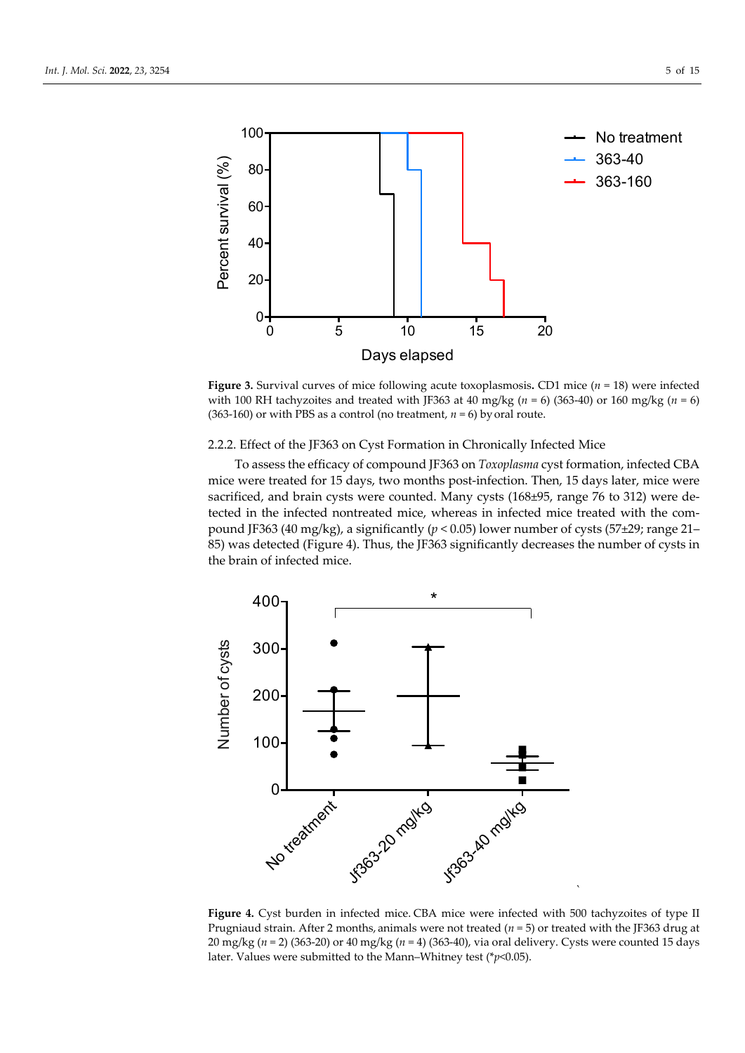**Figure 3.** Survival curves of mice following acute toxoplasmosis**.** CD1 mice ($n$ = 18) were infected with 100 RH tachyzoites and treated with JF363 at 40 mg/kg ($n$ = 6) (363-40) or 160 mg/kg ($n$ = 6) (363-160) or with PBS as a control (no treatment, $n$ = 6) by oral route.

#### 2.2.2. Effect of the JF363 on Cyst Formation in Chronically Infected Mice

To assess the efficacy of compound JF363 on *Toxoplasma* cyst formation, infected CBA mice were treated for 15 days, two months post-infection. Then, 15 days later, mice were sacrificed, and brain cysts were counted. Many cysts (168±95, range 76 to 312) were detected in the infected nontreated mice, whereas in infected mice treated with the compound JF363 (40 mg/kg), a significantly ($p < 0.05$) lower number of cysts (57±29; range 21–85) was detected (Figure 4). Thus, the JF363 significantly decreases the number of cysts in the brain of infected mice.

**Figure 4.** Cyst burden in infected mice. CBA mice were infected with 500 tachyzoites of type II Prugniaud strain. After 2 months, animals were not treated ($n$ = 5) or treated with the JF363 drug at 20 mg/kg ($n$ = 2) (363-20) or 40 mg/kg ($n$ = 4) (363-40), via oral delivery. Cysts were counted 15 days later. Values were submitted to the Mann–Whitney test (*$p$<0.05).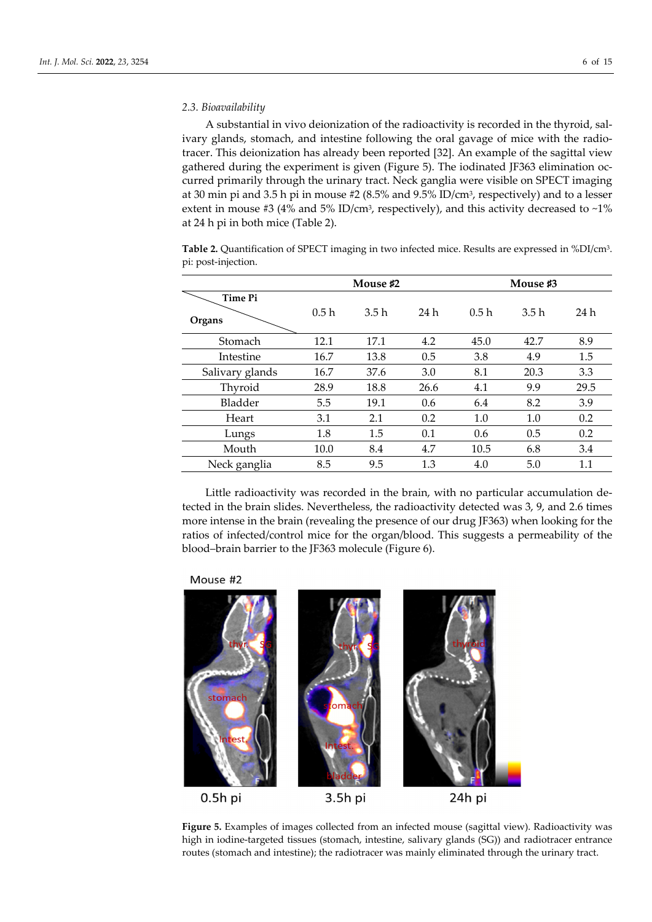### 2.3. Bioavailability

A substantial in vivo deionization of the radioactivity is recorded in the thyroid, salivary glands, stomach, and intestine following the oral gavage of mice with the radiotracer. This deionization has already been reported [32]. An example of the sagittal view gathered during the experiment is given (Figure 5). The iodinated JF363 elimination occurred primarily through the urinary tract. Neck ganglia were visible on SPECT imaging at 30 min pi and 3.5 h pi in mouse #2 (8.5% and 9.5% ID/cm$^3$, respectively) and to a lesser extent in mouse #3 (4% and 5% ID/cm$^3$, respectively), and this activity decreased to ~1% at 24 h pi in both mice (Table 2).

**Table 2.** Quantification of SPECT imaging in two infected mice. Results are expressed in %DI/cm$^3$. pi: post-injection.

| | **Mouse #2** | | | **Mouse #3** | | |
|---|---|---|---|---|---|---|
| **Organs** \ **Time Pi** | 0.5 h | 3.5 h | 24 h | 0.5 h | 3.5 h | 24 h |
| Stomach | 12.1 | 17.1 | 4.2 | 45.0 | 42.7 | 8.9 |
| Intestine | 16.7 | 13.8 | 0.5 | 3.8 | 4.9 | 1.5 |
| Salivary glands | 16.7 | 37.6 | 3.0 | 8.1 | 20.3 | 3.3 |
| Thyroid | 28.9 | 18.8 | 26.6 | 4.1 | 9.9 | 29.5 |
| Bladder | 5.5 | 19.1 | 0.6 | 6.4 | 8.2 | 3.9 |
| Heart | 3.1 | 2.1 | 0.2 | 1.0 | 1.0 | 0.2 |
| Lungs | 1.8 | 1.5 | 0.1 | 0.6 | 0.5 | 0.2 |
| Mouth | 10.0 | 8.4 | 4.7 | 10.5 | 6.8 | 3.4 |
| Neck ganglia | 8.5 | 9.5 | 1.3 | 4.0 | 5.0 | 1.1 |

Little radioactivity was recorded in the brain, with no particular accumulation detected in the brain slides. Nevertheless, the radioactivity detected was 3, 9, and 2.6 times more intense in the brain (revealing the presence of our drug JF363) when looking for the ratios of infected/control mice for the organ/blood. This suggests a permeability of the blood–brain barrier to the JF363 molecule (Figure 6).

**Figure 5.** Examples of images collected from an infected mouse (sagittal view). Radioactivity was high in iodine-targeted tissues (stomach, intestine, salivary glands (SG)) and radiotracer entrance routes (stomach and intestine); the radiotracer was mainly eliminated through the urinary tract.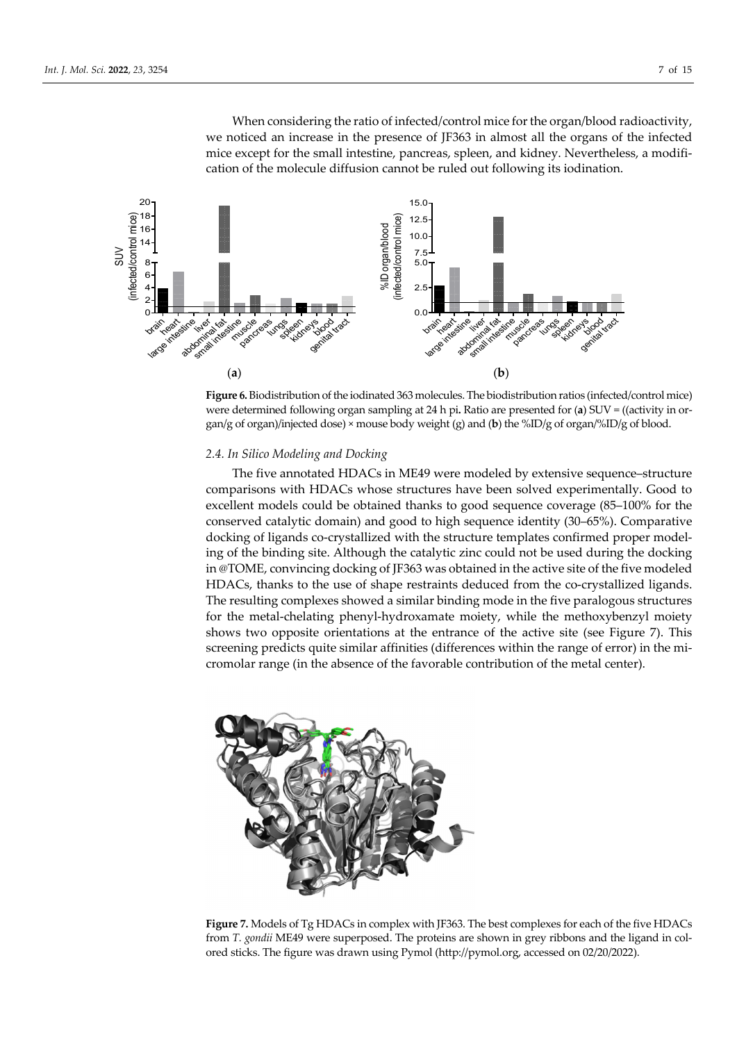When considering the ratio of infected/control mice for the organ/blood radioactivity, we noticed an increase in the presence of JF363 in almost all the organs of the infected mice except for the small intestine, pancreas, spleen, and kidney. Nevertheless, a modification of the molecule diffusion cannot be ruled out following its iodination.

**Figure 6.** Biodistribution of the iodinated 363 molecules. The biodistribution ratios (infected/control mice) were determined following organ sampling at 24 h pi. Ratio are presented for (**a**) SUV = ((activity in organ/g of organ)/injected dose) × mouse body weight (g) and (**b**) the %ID/g of organ/%ID/g of blood.

### 2.4. In Silico Modeling and Docking

The five annotated HDACs in ME49 were modeled by extensive sequence–structure comparisons with HDACs whose structures have been solved experimentally. Good to excellent models could be obtained thanks to good sequence coverage (85–100% for the conserved catalytic domain) and good to high sequence identity (30–65%). Comparative docking of ligands co-crystallized with the structure templates confirmed proper modeling of the binding site. Although the catalytic zinc could not be used during the docking in @TOME, convincing docking of JF363 was obtained in the active site of the five modeled HDACs, thanks to the use of shape restraints deduced from the co-crystallized ligands. The resulting complexes showed a similar binding mode in the five paralogous structures for the metal-chelating phenyl-hydroxamate moiety, while the methoxybenzyl moiety shows two opposite orientations at the entrance of the active site (see Figure 7). This screening predicts quite similar affinities (differences within the range of error) in the micromolar range (in the absence of the favorable contribution of the metal center).

**Figure 7.** Models of Tg HDACs in complex with JF363. The best complexes for each of the five HDACs from *T. gondii* ME49 were superposed. The proteins are shown in grey ribbons and the ligand in colored sticks. The figure was drawn using Pymol (http://pymol.org, accessed on 02/20/2022).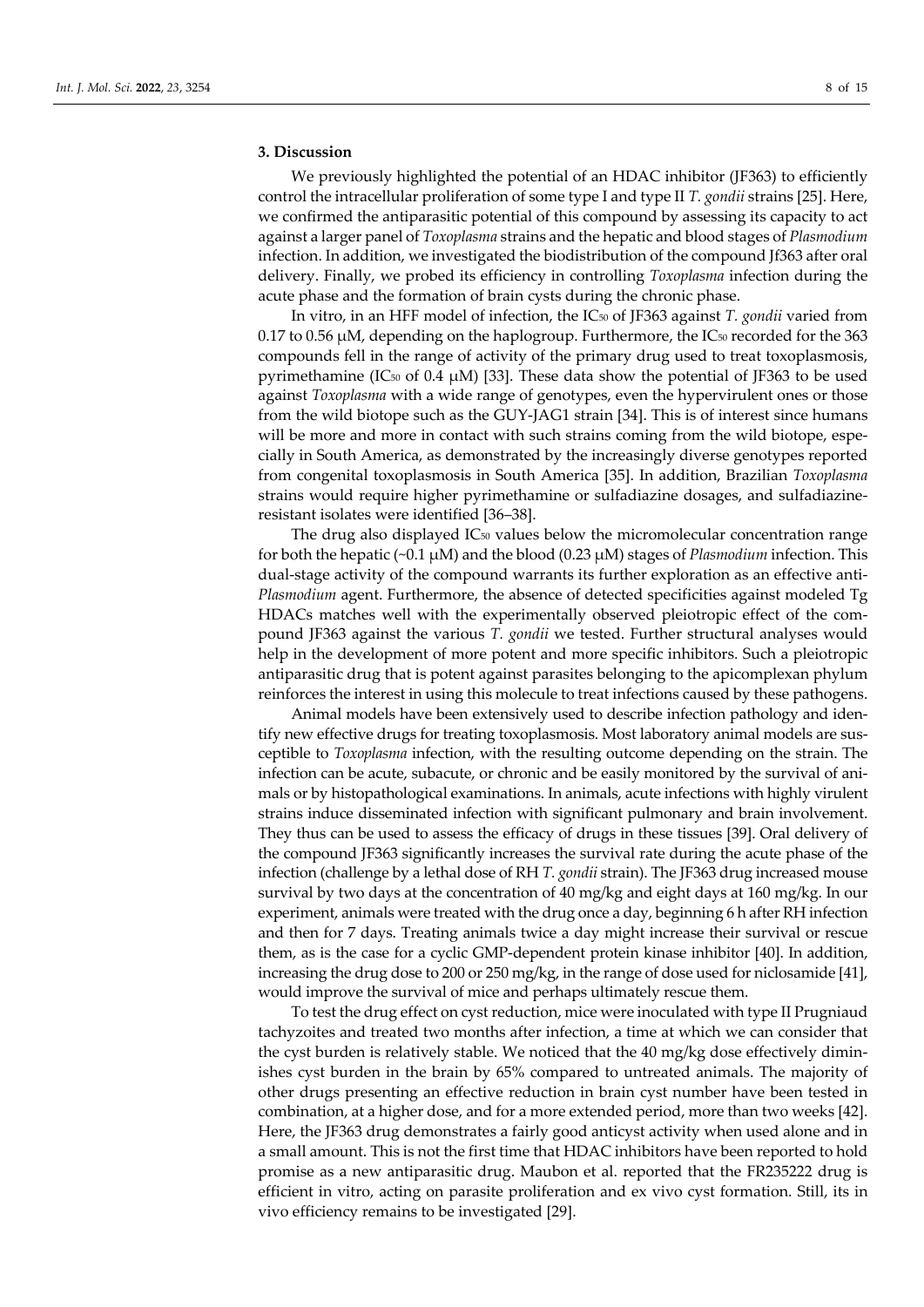## 3. Discussion

We previously highlighted the potential of an HDAC inhibitor (JF363) to efficiently control the intracellular proliferation of some type I and type II *T. gondii* strains [25]. Here, we confirmed the antiparasitic potential of this compound by assessing its capacity to act against a larger panel of *Toxoplasma* strains and the hepatic and blood stages of *Plasmodium* infection. In addition, we investigated the biodistribution of the compound Jf363 after oral delivery. Finally, we probed its efficiency in controlling *Toxoplasma* infection during the acute phase and the formation of brain cysts during the chronic phase.

In vitro, in an HFF model of infection, the $IC_{50}$ of JF363 against *T. gondii* varied from 0.17 to 0.56 μM, depending on the haplogroup. Furthermore, the $IC_{50}$ recorded for the 363 compounds fell in the range of activity of the primary drug used to treat toxoplasmosis, pyrimethamine ($IC_{50}$ of 0.4 μM) [33]. These data show the potential of JF363 to be used against *Toxoplasma* with a wide range of genotypes, even the hypervirulent ones or those from the wild biotope such as the GUY-JAG1 strain [34]. This is of interest since humans will be more and more in contact with such strains coming from the wild biotope, especially in South America, as demonstrated by the increasingly diverse genotypes reported from congenital toxoplasmosis in South America [35]. In addition, Brazilian *Toxoplasma* strains would require higher pyrimethamine or sulfadiazine dosages, and sulfadiazine-resistant isolates were identified [36–38].

The drug also displayed $IC_{50}$ values below the micromolecular concentration range for both the hepatic (~0.1 μM) and the blood (0.23 μM) stages of *Plasmodium* infection. This dual-stage activity of the compound warrants its further exploration as an effective anti-*Plasmodium* agent. Furthermore, the absence of detected specificities against modeled Tg HDACs matches well with the experimentally observed pleiotropic effect of the compound JF363 against the various *T. gondii* we tested. Further structural analyses would help in the development of more potent and more specific inhibitors. Such a pleiotropic antiparasitic drug that is potent against parasites belonging to the apicomplexan phylum reinforces the interest in using this molecule to treat infections caused by these pathogens.

Animal models have been extensively used to describe infection pathology and identify new effective drugs for treating toxoplasmosis. Most laboratory animal models are susceptible to *Toxoplasma* infection, with the resulting outcome depending on the strain. The infection can be acute, subacute, or chronic and be easily monitored by the survival of animals or by histopathological examinations. In animals, acute infections with highly virulent strains induce disseminated infection with significant pulmonary and brain involvement. They thus can be used to assess the efficacy of drugs in these tissues [39]. Oral delivery of the compound JF363 significantly increases the survival rate during the acute phase of the infection (challenge by a lethal dose of RH *T. gondii* strain). The JF363 drug increased mouse survival by two days at the concentration of 40 mg/kg and eight days at 160 mg/kg. In our experiment, animals were treated with the drug once a day, beginning 6 h after RH infection and then for 7 days. Treating animals twice a day might increase their survival or rescue them, as is the case for a cyclic GMP-dependent protein kinase inhibitor [40]. In addition, increasing the drug dose to 200 or 250 mg/kg, in the range of dose used for niclosamide [41], would improve the survival of mice and perhaps ultimately rescue them.

To test the drug effect on cyst reduction, mice were inoculated with type II Prugniaud tachyzoites and treated two months after infection, a time at which we can consider that the cyst burden is relatively stable. We noticed that the 40 mg/kg dose effectively diminishes cyst burden in the brain by 65% compared to untreated animals. The majority of other drugs presenting an effective reduction in brain cyst number have been tested in combination, at a higher dose, and for a more extended period, more than two weeks [42]. Here, the JF363 drug demonstrates a fairly good anticyst activity when used alone and in a small amount. This is not the first time that HDAC inhibitors have been reported to hold promise as a new antiparasitic drug. Maubon et al. reported that the FR235222 drug is efficient in vitro, acting on parasite proliferation and ex vivo cyst formation. Still, its in vivo efficiency remains to be investigated [29].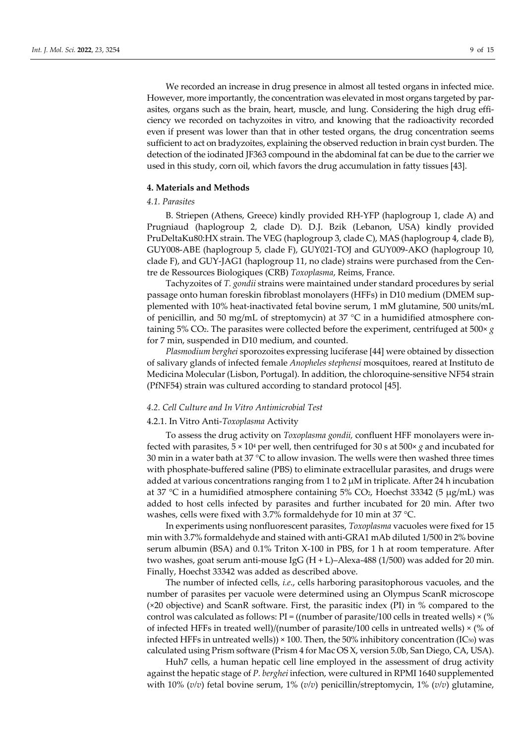We recorded an increase in drug presence in almost all tested organs in infected mice. However, more importantly, the concentration was elevated in most organs targeted by parasites, organs such as the brain, heart, muscle, and lung. Considering the high drug efficiency we recorded on tachyzoites in vitro, and knowing that the radioactivity recorded even if present was lower than that in other tested organs, the drug concentration seems sufficient to act on bradyzoites, explaining the observed reduction in brain cyst burden. The detection of the iodinated JF363 compound in the abdominal fat can be due to the carrier we used in this study, corn oil, which favors the drug accumulation in fatty tissues [43].

## 4. Materials and Methods

### 4.1. Parasites

B. Striepen (Athens, Greece) kindly provided RH-YFP (haplogroup 1, clade A) and Prugniaud (haplogroup 2, clade D). D.J. Bzik (Lebanon, USA) kindly provided PruDeltaKu80:HX strain. The VEG (haplogroup 3, clade C), MAS (haplogroup 4, clade B), GUY008-ABE (haplogroup 5, clade F), GUY021-TOJ and GUY009-AKO (haplogroup 10, clade F), and GUY-JAG1 (haplogroup 11, no clade) strains were purchased from the Centre de Ressources Biologiques (CRB) *Toxoplasma*, Reims, France.

Tachyzoites of *T. gondii* strains were maintained under standard procedures by serial passage onto human foreskin fibroblast monolayers (HFFs) in D10 medium (DMEM supplemented with 10% heat-inactivated fetal bovine serum, 1 mM glutamine, 500 units/mL of penicillin, and 50 mg/mL of streptomycin) at 37 °C in a humidified atmosphere containing 5% $CO_2$. The parasites were collected before the experiment, centrifuged at 500× *g* for 7 min, suspended in D10 medium, and counted.

*Plasmodium berghei* sporozoites expressing luciferase [44] were obtained by dissection of salivary glands of infected female *Anopheles stephensi* mosquitoes, reared at Instituto de Medicina Molecular (Lisbon, Portugal). In addition, the chloroquine-sensitive NF54 strain (PfNF54) strain was cultured according to standard protocol [45].

### 4.2. Cell Culture and In Vitro Antimicrobial Test

#### 4.2.1. In Vitro Anti-*Toxoplasma* Activity

To assess the drug activity on *Toxoplasma gondii,* confluent HFF monolayers were infected with parasites, $5 \times 10^4$ per well, then centrifuged for 30 s at 500× *g* and incubated for 30 min in a water bath at 37 °C to allow invasion. The wells were then washed three times with phosphate-buffered saline (PBS) to eliminate extracellular parasites, and drugs were added at various concentrations ranging from 1 to 2 μM in triplicate. After 24 h incubation at 37 °C in a humidified atmosphere containing 5% $CO_2$, Hoechst 33342 (5 μg/mL) was added to host cells infected by parasites and further incubated for 20 min. After two washes, cells were fixed with 3.7% formaldehyde for 10 min at 37 °C.

In experiments using nonfluorescent parasites, *Toxoplasma* vacuoles were fixed for 15 min with 3.7% formaldehyde and stained with anti-GRA1 mAb diluted 1/500 in 2% bovine serum albumin (BSA) and 0.1% Triton X-100 in PBS, for 1 h at room temperature. After two washes, goat serum anti-mouse IgG (H + L)–Alexa-488 (1/500) was added for 20 min. Finally, Hoechst 33342 was added as described above.

The number of infected cells, *i.e.*, cells harboring parasitophorous vacuoles, and the number of parasites per vacuole were determined using an Olympus ScanR microscope (×20 objective) and ScanR software. First, the parasitic index (PI) in % compared to the control was calculated as follows: PI = ((number of parasite/100 cells in treated wells) × (% of infected HFFs in treated well)/(number of parasite/100 cells in untreated wells) × (% of infected HFFs in untreated wells)) × 100. Then, the 50% inhibitory concentration ($IC_{50}$) was calculated using Prism software (Prism 4 for Mac OS X, version 5.0b, San Diego, CA, USA).

Huh7 cells, a human hepatic cell line employed in the assessment of drug activity against the hepatic stage of *P. berghei* infection, were cultured in RPMI 1640 supplemented with 10% (*v*/*v*) fetal bovine serum, 1% (*v*/*v*) penicillin/streptomycin, 1% (*v*/*v*) glutamine,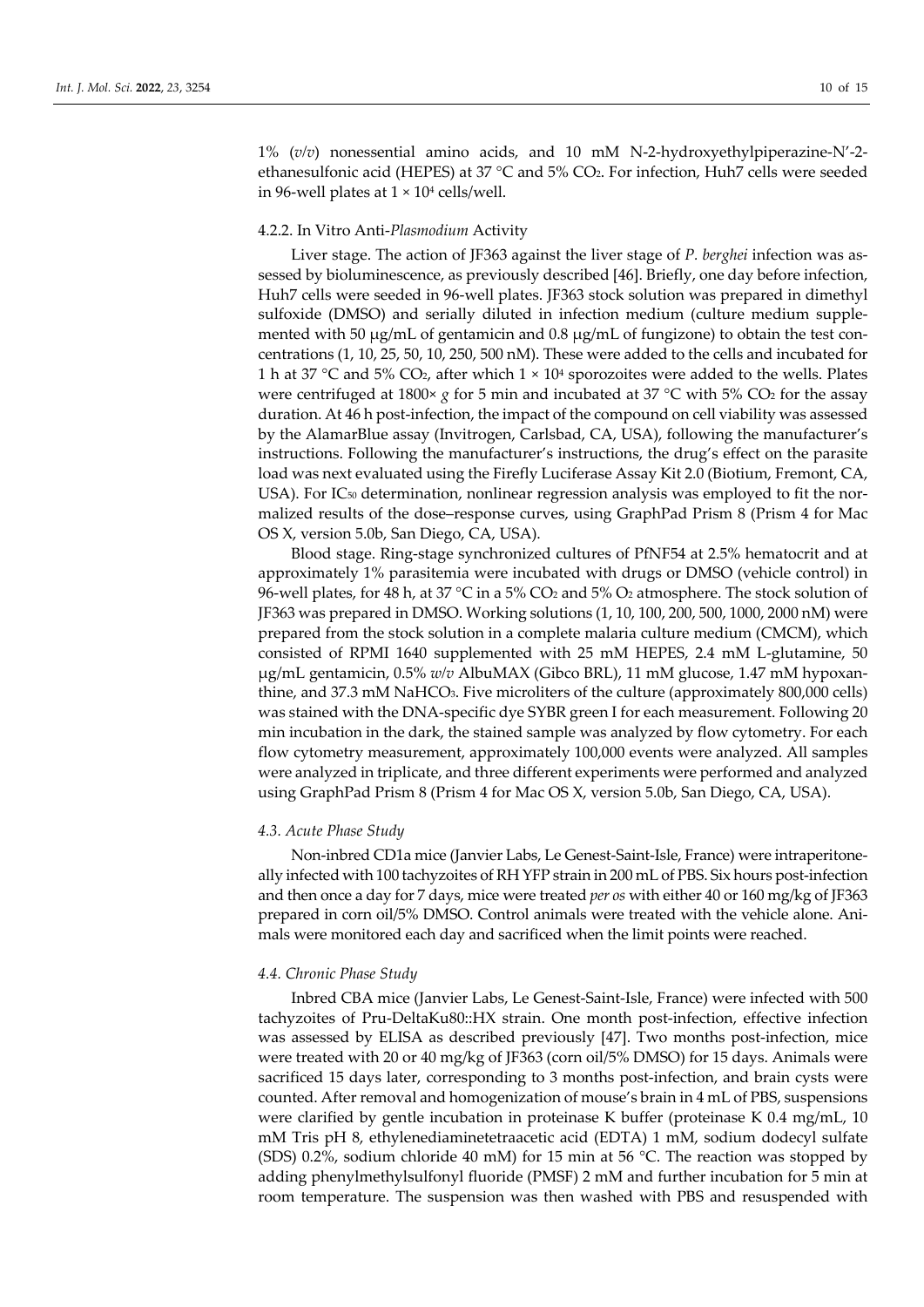1% (*v*/*v*) nonessential amino acids, and 10 mM N-2-hydroxyethylpiperazine-N′-2-ethanesulfonic acid (HEPES) at 37 °C and 5% $CO_2$. For infection, Huh7 cells were seeded in 96-well plates at $1 \times 10^4$ cells/well.

#### 4.2.2. In Vitro Anti-*Plasmodium* Activity

Liver stage. The action of JF363 against the liver stage of *P. berghei* infection was assessed by bioluminescence, as previously described [46]. Briefly, one day before infection, Huh7 cells were seeded in 96-well plates. JF363 stock solution was prepared in dimethyl sulfoxide (DMSO) and serially diluted in infection medium (culture medium supplemented with 50 µg/mL of gentamicin and 0.8 µg/mL of fungizone) to obtain the test concentrations (1, 10, 25, 50, 10, 250, 500 nM). These were added to the cells and incubated for 1 h at 37 °C and 5% $CO_2$, after which $1 \times 10^4$ sporozoites were added to the wells. Plates were centrifuged at 1800× *g* for 5 min and incubated at 37 °C with 5% $CO_2$ for the assay duration. At 46 h post-infection, the impact of the compound on cell viability was assessed by the AlamarBlue assay (Invitrogen, Carlsbad, CA, USA), following the manufacturer's instructions. Following the manufacturer's instructions, the drug's effect on the parasite load was next evaluated using the Firefly Luciferase Assay Kit 2.0 (Biotium, Fremont, CA, USA). For $IC_{50}$ determination, nonlinear regression analysis was employed to fit the normalized results of the dose–response curves, using GraphPad Prism 8 (Prism 4 for Mac OS X, version 5.0b, San Diego, CA, USA).

Blood stage. Ring-stage synchronized cultures of PfNF54 at 2.5% hematocrit and at approximately 1% parasitemia were incubated with drugs or DMSO (vehicle control) in 96-well plates, for 48 h, at 37 °C in a 5% $CO_2$ and 5% $O_2$ atmosphere. The stock solution of JF363 was prepared in DMSO. Working solutions (1, 10, 100, 200, 500, 1000, 2000 nM) were prepared from the stock solution in a complete malaria culture medium (CMCM), which consisted of RPMI 1640 supplemented with 25 mM HEPES, 2.4 mM L-glutamine, 50 µg/mL gentamicin, 0.5% *w*/*v* AlbuMAX (Gibco BRL), 11 mM glucose, 1.47 mM hypoxanthine, and 37.3 mM $NaHCO_3$. Five microliters of the culture (approximately 800,000 cells) was stained with the DNA-specific dye SYBR green I for each measurement. Following 20 min incubation in the dark, the stained sample was analyzed by flow cytometry. For each flow cytometry measurement, approximately 100,000 events were analyzed. All samples were analyzed in triplicate, and three different experiments were performed and analyzed using GraphPad Prism 8 (Prism 4 for Mac OS X, version 5.0b, San Diego, CA, USA).

### *4.3. Acute Phase Study*

Non-inbred CD1a mice (Janvier Labs, Le Genest-Saint-Isle, France) were intraperitoneally infected with 100 tachyzoites of RH YFP strain in 200 mL of PBS. Six hours post-infection and then once a day for 7 days, mice were treated *per os* with either 40 or 160 mg/kg of JF363 prepared in corn oil/5% DMSO. Control animals were treated with the vehicle alone. Animals were monitored each day and sacrificed when the limit points were reached.

### *4.4. Chronic Phase Study*

Inbred CBA mice (Janvier Labs, Le Genest-Saint-Isle, France) were infected with 500 tachyzoites of Pru-DeltaKu80::HX strain. One month post-infection, effective infection was assessed by ELISA as described previously [47]. Two months post-infection, mice were treated with 20 or 40 mg/kg of JF363 (corn oil/5% DMSO) for 15 days. Animals were sacrificed 15 days later, corresponding to 3 months post-infection, and brain cysts were counted. After removal and homogenization of mouse's brain in 4 mL of PBS, suspensions were clarified by gentle incubation in proteinase K buffer (proteinase K 0.4 mg/mL, 10 mM Tris pH 8, ethylenediaminetetraacetic acid (EDTA) 1 mM, sodium dodecyl sulfate (SDS) 0.2%, sodium chloride 40 mM) for 15 min at 56 °C. The reaction was stopped by adding phenylmethylsulfonyl fluoride (PMSF) 2 mM and further incubation for 5 min at room temperature. The suspension was then washed with PBS and resuspended with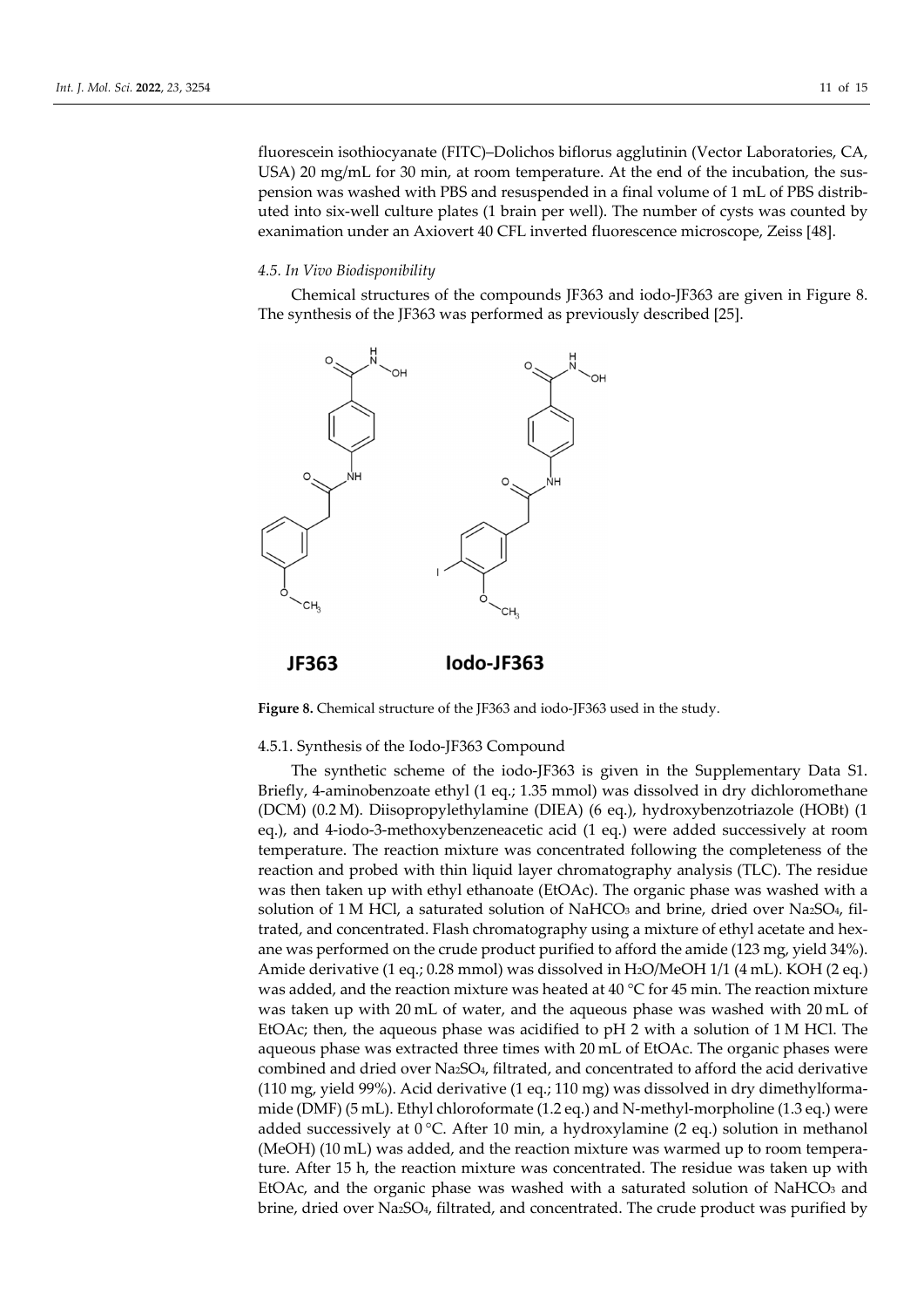fluorescein isothiocyanate (FITC)–Dolichos biflorus agglutinin (Vector Laboratories, CA, USA) 20 mg/mL for 30 min, at room temperature. At the end of the incubation, the suspension was washed with PBS and resuspended in a final volume of 1 mL of PBS distributed into six-well culture plates (1 brain per well). The number of cysts was counted by exanimation under an Axiovert 40 CFL inverted fluorescence microscope, Zeiss [48].

### *4.5. In Vivo Biodisponibility*

Chemical structures of the compounds JF363 and iodo-JF363 are given in Figure 8. The synthesis of the JF363 was performed as previously described [25].

**Figure 8.** Chemical structure of the JF363 and iodo-JF363 used in the study.

#### 4.5.1. Synthesis of the Iodo-JF363 Compound

The synthetic scheme of the iodo-JF363 is given in the Supplementary Data S1. Briefly, 4-aminobenzoate ethyl (1 eq.; 1.35 mmol) was dissolved in dry dichloromethane (DCM) (0.2 M). Diisopropylethylamine (DIEA) (6 eq.), hydroxybenzotriazole (HOBt) (1 eq.), and 4-iodo-3-methoxybenzeneacetic acid (1 eq.) were added successively at room temperature. The reaction mixture was concentrated following the completeness of the reaction and probed with thin liquid layer chromatography analysis (TLC). The residue was then taken up with ethyl ethanoate (EtOAc). The organic phase was washed with a solution of 1 M HCl, a saturated solution of $NaHCO_3$ and brine, dried over $Na_2SO_4$, filtrated, and concentrated. Flash chromatography using a mixture of ethyl acetate and hexane was performed on the crude product purified to afford the amide (123 mg, yield 34%). Amide derivative (1 eq.; 0.28 mmol) was dissolved in $H_2O$/MeOH 1/1 (4 mL). KOH (2 eq.) was added, and the reaction mixture was heated at 40 °C for 45 min. The reaction mixture was taken up with 20 mL of water, and the aqueous phase was washed with 20 mL of EtOAc; then, the aqueous phase was acidified to pH 2 with a solution of 1 M HCl. The aqueous phase was extracted three times with 20 mL of EtOAc. The organic phases were combined and dried over $Na_2SO_4$, filtrated, and concentrated to afford the acid derivative (110 mg, yield 99%). Acid derivative (1 eq.; 110 mg) was dissolved in dry dimethylformamide (DMF) (5 mL). Ethyl chloroformate (1.2 eq.) and N-methyl-morpholine (1.3 eq.) were added successively at 0 °C. After 10 min, a hydroxylamine (2 eq.) solution in methanol (MeOH) (10 mL) was added, and the reaction mixture was warmed up to room temperature. After 15 h, the reaction mixture was concentrated. The residue was taken up with EtOAc, and the organic phase was washed with a saturated solution of $NaHCO_3$ and brine, dried over $Na_2SO_4$, filtrated, and concentrated. The crude product was purified by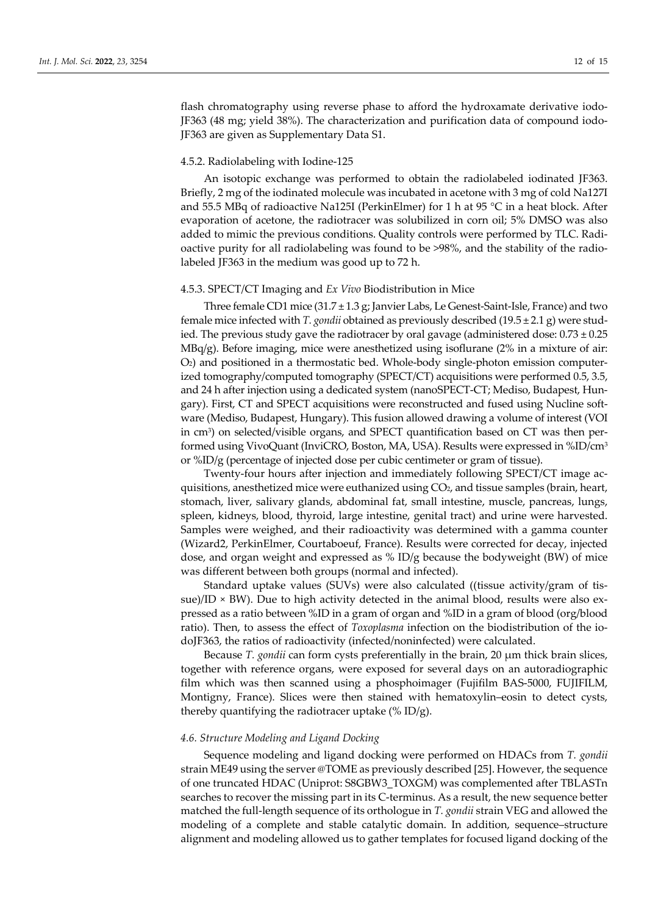flash chromatography using reverse phase to afford the hydroxamate derivative iodo-JF363 (48 mg; yield 38%). The characterization and purification data of compound iodo-JF363 are given as Supplementary Data S1.

#### 4.5.2. Radiolabeling with Iodine-125

An isotopic exchange was performed to obtain the radiolabeled iodinated JF363. Briefly, 2 mg of the iodinated molecule was incubated in acetone with 3 mg of cold Na127I and 55.5 MBq of radioactive Na125I (PerkinElmer) for 1 h at 95 °C in a heat block. After evaporation of acetone, the radiotracer was solubilized in corn oil; 5% DMSO was also added to mimic the previous conditions. Quality controls were performed by TLC. Radioactive purity for all radiolabeling was found to be >98%, and the stability of the radiolabeled JF363 in the medium was good up to 72 h.

#### 4.5.3. SPECT/CT Imaging and *Ex Vivo* Biodistribution in Mice

Three female CD1 mice (31.7 ± 1.3 g; Janvier Labs, Le Genest-Saint-Isle, France) and two female mice infected with *T. gondii* obtained as previously described (19.5 ± 2.1 g) were studied. The previous study gave the radiotracer by oral gavage (administered dose: 0.73 ± 0.25 MBq/g). Before imaging, mice were anesthetized using isoflurane (2% in a mixture of air: $O_2$) and positioned in a thermostatic bed. Whole-body single-photon emission computerized tomography/computed tomography (SPECT/CT) acquisitions were performed 0.5, 3.5, and 24 h after injection using a dedicated system (nanoSPECT-CT; Mediso, Budapest, Hungary). First, CT and SPECT acquisitions were reconstructed and fused using Nucline software (Mediso, Budapest, Hungary). This fusion allowed drawing a volume of interest (VOI in $cm^3$) on selected/visible organs, and SPECT quantification based on CT was then performed using VivoQuant (InviCRO, Boston, MA, USA). Results were expressed in %ID/$cm^3$ or %ID/g (percentage of injected dose per cubic centimeter or gram of tissue).

Twenty-four hours after injection and immediately following SPECT/CT image acquisitions, anesthetized mice were euthanized using $CO_2$, and tissue samples (brain, heart, stomach, liver, salivary glands, abdominal fat, small intestine, muscle, pancreas, lungs, spleen, kidneys, blood, thyroid, large intestine, genital tract) and urine were harvested. Samples were weighed, and their radioactivity was determined with a gamma counter (Wizard2, PerkinElmer, Courtaboeuf, France). Results were corrected for decay, injected dose, and organ weight and expressed as % ID/g because the bodyweight (BW) of mice was different between both groups (normal and infected).

Standard uptake values (SUVs) were also calculated ((tissue activity/gram of tissue)/ID × BW). Due to high activity detected in the animal blood, results were also expressed as a ratio between %ID in a gram of organ and %ID in a gram of blood (org/blood ratio). Then, to assess the effect of *Toxoplasma* infection on the biodistribution of the iodoJF363, the ratios of radioactivity (infected/noninfected) were calculated.

Because *T. gondii* can form cysts preferentially in the brain, 20 µm thick brain slices, together with reference organs, were exposed for several days on an autoradiographic film which was then scanned using a phosphoimager (Fujifilm BAS-5000, FUJIFILM, Montigny, France). Slices were then stained with hematoxylin–eosin to detect cysts, thereby quantifying the radiotracer uptake (% ID/g).

### *4.6. Structure Modeling and Ligand Docking*

Sequence modeling and ligand docking were performed on HDACs from *T. gondii* strain ME49 using the server @TOME as previously described [25]. However, the sequence of one truncated HDAC (Uniprot: S8GBW3_TOXGM) was complemented after TBLASTn searches to recover the missing part in its C-terminus. As a result, the new sequence better matched the full-length sequence of its orthologue in *T. gondii* strain VEG and allowed the modeling of a complete and stable catalytic domain. In addition, sequence–structure alignment and modeling allowed us to gather templates for focused ligand docking of the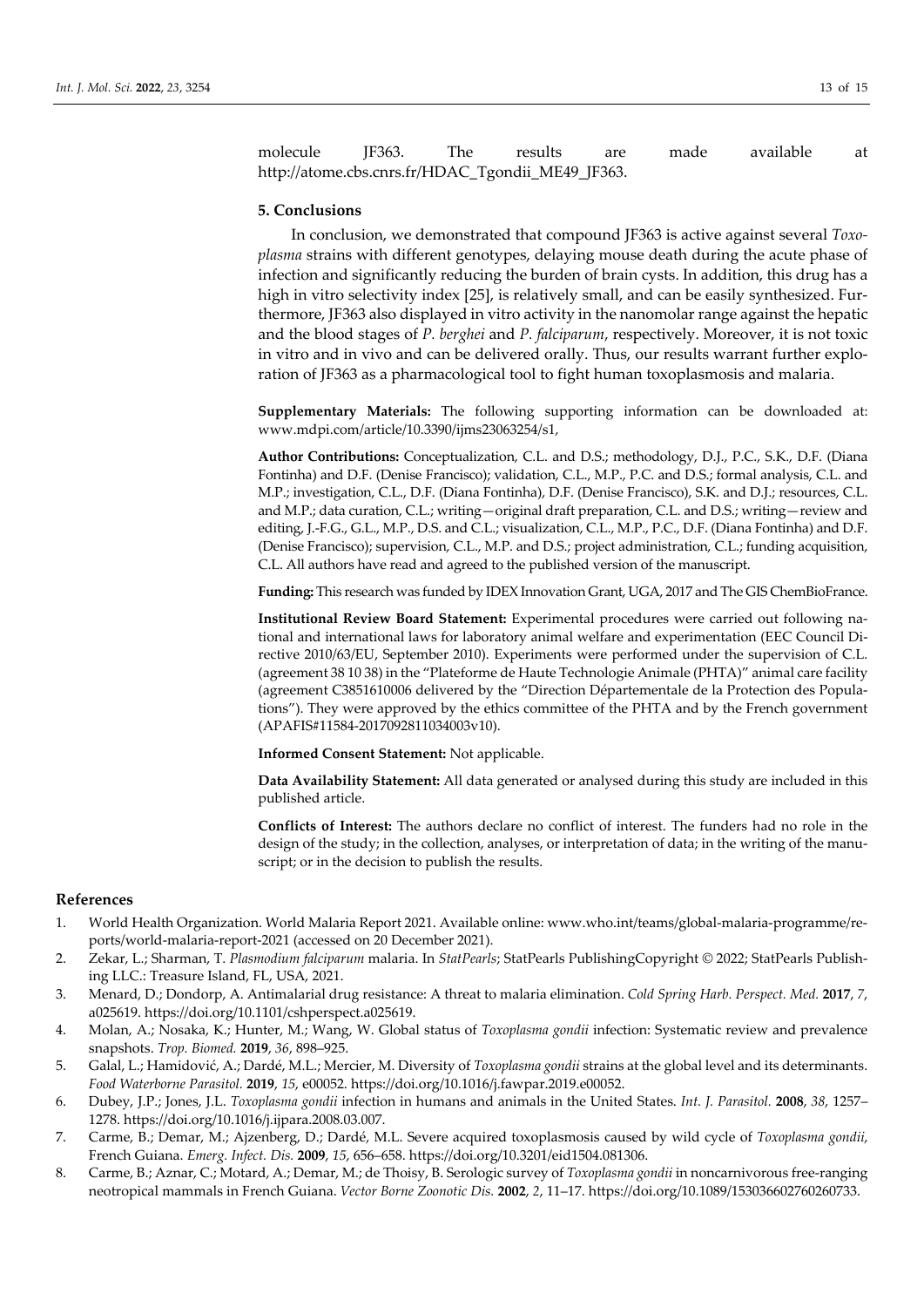molecule JF363. The results are made available at http://atome.cbs.cnrs.fr/HDAC_Tgondii_ME49_JF363.

## 5. Conclusions

In conclusion, we demonstrated that compound JF363 is active against several *Toxoplasma* strains with different genotypes, delaying mouse death during the acute phase of infection and significantly reducing the burden of brain cysts. In addition, this drug has a high in vitro selectivity index [25], is relatively small, and can be easily synthesized. Furthermore, JF363 also displayed in vitro activity in the nanomolar range against the hepatic and the blood stages of *P. berghei* and *P. falciparum*, respectively. Moreover, it is not toxic in vitro and in vivo and can be delivered orally. Thus, our results warrant further exploration of JF363 as a pharmacological tool to fight human toxoplasmosis and malaria.

**Supplementary Materials:** The following supporting information can be downloaded at: www.mdpi.com/article/10.3390/ijms23063254/s1,

**Author Contributions:** Conceptualization, C.L. and D.S.; methodology, D.J., P.C., S.K., D.F. (Diana Fontinha) and D.F. (Denise Francisco); validation, C.L., M.P., P.C. and D.S.; formal analysis, C.L. and M.P.; investigation, C.L., D.F. (Diana Fontinha), D.F. (Denise Francisco), S.K. and D.J.; resources, C.L. and M.P.; data curation, C.L.; writing—original draft preparation, C.L. and D.S.; writing—review and editing, J.-F.G., G.L., M.P., D.S. and C.L.; visualization, C.L., M.P., P.C., D.F. (Diana Fontinha) and D.F. (Denise Francisco); supervision, C.L., M.P. and D.S.; project administration, C.L.; funding acquisition, C.L. All authors have read and agreed to the published version of the manuscript.

**Funding:** This research was funded by IDEX Innovation Grant, UGA, 2017 and The GIS ChemBioFrance.

**Institutional Review Board Statement:** Experimental procedures were carried out following national and international laws for laboratory animal welfare and experimentation (EEC Council Directive 2010/63/EU, September 2010). Experiments were performed under the supervision of C.L. (agreement 38 10 38) in the "Plateforme de Haute Technologie Animale (PHTA)" animal care facility (agreement C3851610006 delivered by the "Direction Départementale de la Protection des Populations"). They were approved by the ethics committee of the PHTA and by the French government (APAFIS#11584-2017092811034003v10).

**Informed Consent Statement:** Not applicable.

**Data Availability Statement:** All data generated or analysed during this study are included in this published article.

**Conflicts of Interest:** The authors declare no conflict of interest. The funders had no role in the design of the study; in the collection, analyses, or interpretation of data; in the writing of the manuscript; or in the decision to publish the results.

## References

1. World Health Organization. World Malaria Report 2021. Available online: www.who.int/teams/global-malaria-programme/reports/world-malaria-report-2021 (accessed on 20 December 2021).
2. Zekar, L.; Sharman, T. *Plasmodium falciparum* malaria. In *StatPearls*; StatPearls PublishingCopyright © 2022; StatPearls Publishing LLC.: Treasure Island, FL, USA, 2021.
3. Menard, D.; Dondorp, A. Antimalarial drug resistance: A threat to malaria elimination. *Cold Spring Harb. Perspect. Med.* **2017**, *7*, a025619. https://doi.org/10.1101/cshperspect.a025619.
4. Molan, A.; Nosaka, K.; Hunter, M.; Wang, W. Global status of *Toxoplasma gondii* infection: Systematic review and prevalence snapshots. *Trop. Biomed.* **2019**, *36*, 898–925.
5. Galal, L.; Hamidović, A.; Dardé, M.L.; Mercier, M. Diversity of *Toxoplasma gondii* strains at the global level and its determinants. *Food Waterborne Parasitol.* **2019**, *15*, e00052. https://doi.org/10.1016/j.fawpar.2019.e00052.
6. Dubey, J.P.; Jones, J.L. *Toxoplasma gondii* infection in humans and animals in the United States. *Int. J. Parasitol.* **2008**, *38*, 1257–1278. https://doi.org/10.1016/j.ijpara.2008.03.007.
7. Carme, B.; Demar, M.; Ajzenberg, D.; Dardé, M.L. Severe acquired toxoplasmosis caused by wild cycle of *Toxoplasma gondii*, French Guiana. *Emerg. Infect. Dis.* **2009**, *15*, 656–658. https://doi.org/10.3201/eid1504.081306.
8. Carme, B.; Aznar, C.; Motard, A.; Demar, M.; de Thoisy, B. Serologic survey of *Toxoplasma gondii* in noncarnivorous free-ranging neotropical mammals in French Guiana. *Vector Borne Zoonotic Dis.* **2002**, *2*, 11–17. https://doi.org/10.1089/153036602760260733.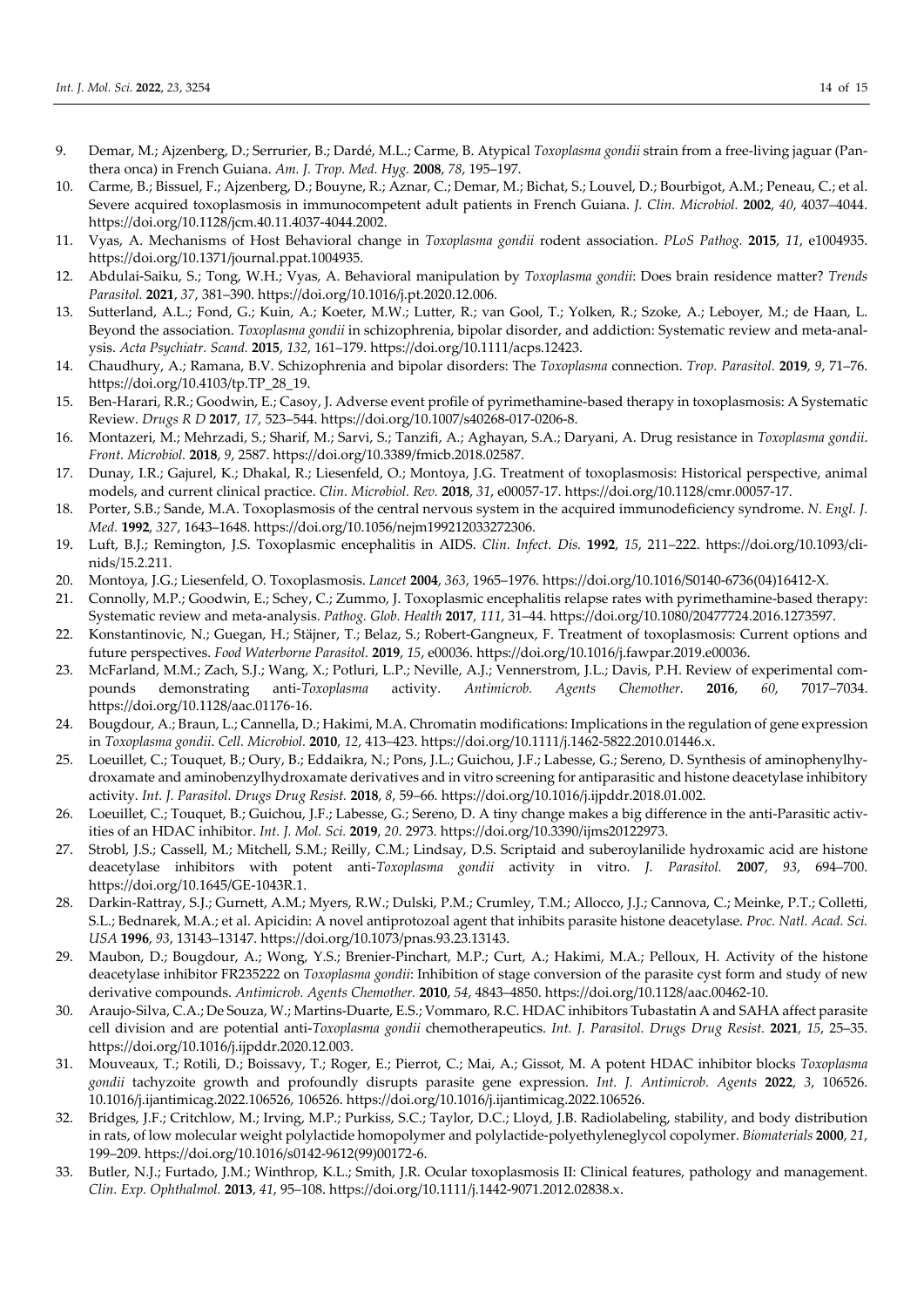9. Demar, M.; Ajzenberg, D.; Serrurier, B.; Dardé, M.L.; Carme, B. Atypical *Toxoplasma gondii* strain from a free-living jaguar (Panthera onca) in French Guiana. *Am. J. Trop. Med. Hyg.* **2008**, *78*, 195–197.
10. Carme, B.; Bissuel, F.; Ajzenberg, D.; Bouyne, R.; Aznar, C.; Demar, M.; Bichat, S.; Louvel, D.; Bourbigot, A.M.; Peneau, C.; et al. Severe acquired toxoplasmosis in immunocompetent adult patients in French Guiana. *J. Clin. Microbiol.* **2002**, *40*, 4037–4044. https://doi.org/10.1128/jcm.40.11.4037-4044.2002.
11. Vyas, A. Mechanisms of Host Behavioral change in *Toxoplasma gondii* rodent association. *PLoS Pathog.* **2015**, *11*, e1004935. https://doi.org/10.1371/journal.ppat.1004935.
12. Abdulai-Saiku, S.; Tong, W.H.; Vyas, A. Behavioral manipulation by *Toxoplasma gondii*: Does brain residence matter? *Trends Parasitol.* **2021**, *37*, 381–390. https://doi.org/10.1016/j.pt.2020.12.006.
13. Sutterland, A.L.; Fond, G.; Kuin, A.; Koeter, M.W.; Lutter, R.; van Gool, T.; Yolken, R.; Szoke, A.; Leboyer, M.; de Haan, L. Beyond the association. *Toxoplasma gondii* in schizophrenia, bipolar disorder, and addiction: Systematic review and meta-analysis. *Acta Psychiatr. Scand.* **2015**, *132*, 161–179. https://doi.org/10.1111/acps.12423.
14. Chaudhury, A.; Ramana, B.V. Schizophrenia and bipolar disorders: The *Toxoplasma* connection. *Trop. Parasitol.* **2019**, *9*, 71–76. https://doi.org/10.4103/tp.TP_28_19.
15. Ben-Harari, R.R.; Goodwin, E.; Casoy, J. Adverse event profile of pyrimethamine-based therapy in toxoplasmosis: A Systematic Review. *Drugs R D* **2017**, *17*, 523–544. https://doi.org/10.1007/s40268-017-0206-8.
16. Montazeri, M.; Mehrzadi, S.; Sharif, M.; Sarvi, S.; Tanzifi, A.; Aghayan, S.A.; Daryani, A. Drug resistance in *Toxoplasma gondii*. *Front. Microbiol.* **2018**, *9*, 2587. https://doi.org/10.3389/fmicb.2018.02587.
17. Dunay, I.R.; Gajurel, K.; Dhakal, R.; Liesenfeld, O.; Montoya, J.G. Treatment of toxoplasmosis: Historical perspective, animal models, and current clinical practice. *Clin. Microbiol. Rev.* **2018**, *31*, e00057-17. https://doi.org/10.1128/cmr.00057-17.
18. Porter, S.B.; Sande, M.A. Toxoplasmosis of the central nervous system in the acquired immunodeficiency syndrome. *N. Engl. J. Med.* **1992**, *327*, 1643–1648. https://doi.org/10.1056/nejm199212033272306.
19. Luft, B.J.; Remington, J.S. Toxoplasmic encephalitis in AIDS. *Clin. Infect. Dis.* **1992**, *15*, 211–222. https://doi.org/10.1093/clinids/15.2.211.
20. Montoya, J.G.; Liesenfeld, O. Toxoplasmosis. *Lancet* **2004**, *363*, 1965–1976. https://doi.org/10.1016/S0140-6736(04)16412-X.
21. Connolly, M.P.; Goodwin, E.; Schey, C.; Zummo, J. Toxoplasmic encephalitis relapse rates with pyrimethamine-based therapy: Systematic review and meta-analysis. *Pathog. Glob. Health* **2017**, *111*, 31–44. https://doi.org/10.1080/20477724.2016.1273597.
22. Konstantinovic, N.; Guegan, H.; Stäjner, T.; Belaz, S.; Robert-Gangneux, F. Treatment of toxoplasmosis: Current options and future perspectives. *Food Waterborne Parasitol.* **2019**, *15*, e00036. https://doi.org/10.1016/j.fawpar.2019.e00036.
23. McFarland, M.M.; Zach, S.J.; Wang, X.; Potluri, L.P.; Neville, A.J.; Vennerstrom, J.L.; Davis, P.H. Review of experimental compounds demonstrating anti-*Toxoplasma* activity. *Antimicrob. Agents Chemother.* **2016**, *60*, 7017–7034. https://doi.org/10.1128/aac.01176-16.
24. Bougdour, A.; Braun, L.; Cannella, D.; Hakimi, M.A. Chromatin modifications: Implications in the regulation of gene expression in *Toxoplasma gondii*. *Cell. Microbiol.* **2010**, *12*, 413–423. https://doi.org/10.1111/j.1462-5822.2010.01446.x.
25. Loeuillet, C.; Touquet, B.; Oury, B.; Eddaikra, N.; Pons, J.L.; Guichou, J.F.; Labesse, G.; Sereno, D. Synthesis of aminophenylhydroxamate and aminobenzylhydroxamate derivatives and in vitro screening for antiparasitic and histone deacetylase inhibitory activity. *Int. J. Parasitol. Drugs Drug Resist.* **2018**, *8*, 59–66. https://doi.org/10.1016/j.ijpddr.2018.01.002.
26. Loeuillet, C.; Touquet, B.; Guichou, J.F.; Labesse, G.; Sereno, D. A tiny change makes a big difference in the anti-Parasitic activities of an HDAC inhibitor. *Int. J. Mol. Sci.* **2019**, *20*. 2973. https://doi.org/10.3390/ijms20122973.
27. Strobl, J.S.; Cassell, M.; Mitchell, S.M.; Reilly, C.M.; Lindsay, D.S. Scriptaid and suberoylanilide hydroxamic acid are histone deacetylase inhibitors with potent anti-*Toxoplasma gondii* activity in vitro. *J. Parasitol.* **2007**, *93*, 694–700. https://doi.org/10.1645/GE-1043R.1.
28. Darkin-Rattray, S.J.; Gurnett, A.M.; Myers, R.W.; Dulski, P.M.; Crumley, T.M.; Allocco, J.J.; Cannova, C.; Meinke, P.T.; Colletti, S.L.; Bednarek, M.A.; et al. Apicidin: A novel antiprotozoal agent that inhibits parasite histone deacetylase. *Proc. Natl. Acad. Sci. USA* **1996**, *93*, 13143–13147. https://doi.org/10.1073/pnas.93.23.13143.
29. Maubon, D.; Bougdour, A.; Wong, Y.S.; Brenier-Pinchart, M.P.; Curt, A.; Hakimi, M.A.; Pelloux, H. Activity of the histone deacetylase inhibitor FR235222 on *Toxoplasma gondii*: Inhibition of stage conversion of the parasite cyst form and study of new derivative compounds. *Antimicrob. Agents Chemother.* **2010**, *54*, 4843–4850. https://doi.org/10.1128/aac.00462-10.
30. Araujo-Silva, C.A.; De Souza, W.; Martins-Duarte, E.S.; Vommaro, R.C. HDAC inhibitors Tubastatin A and SAHA affect parasite cell division and are potential anti-*Toxoplasma gondii* chemotherapeutics. *Int. J. Parasitol. Drugs Drug Resist.* **2021**, *15*, 25–35. https://doi.org/10.1016/j.ijpddr.2020.12.003.
31. Mouveaux, T.; Rotili, D.; Boissavy, T.; Roger, E.; Pierrot, C.; Mai, A.; Gissot, M. A potent HDAC inhibitor blocks *Toxoplasma gondii* tachyzoite growth and profoundly disrupts parasite gene expression. *Int. J. Antimicrob. Agents* **2022**, *3*, 106526. 10.1016/j.ijantimicag.2022.106526, 106526. https://doi.org/10.1016/j.ijantimicag.2022.106526.
32. Bridges, J.F.; Critchlow, M.; Irving, M.P.; Purkiss, S.C.; Taylor, D.C.; Lloyd, J.B. Radiolabeling, stability, and body distribution in rats, of low molecular weight polylactide homopolymer and polylactide-polyethyleneglycol copolymer. *Biomaterials* **2000**, *21*, 199–209. https://doi.org/10.1016/s0142-9612(99)00172-6.
33. Butler, N.J.; Furtado, J.M.; Winthrop, K.L.; Smith, J.R. Ocular toxoplasmosis II: Clinical features, pathology and management. *Clin. Exp. Ophthalmol.* **2013**, *41*, 95–108. https://doi.org/10.1111/j.1442-9071.2012.02838.x.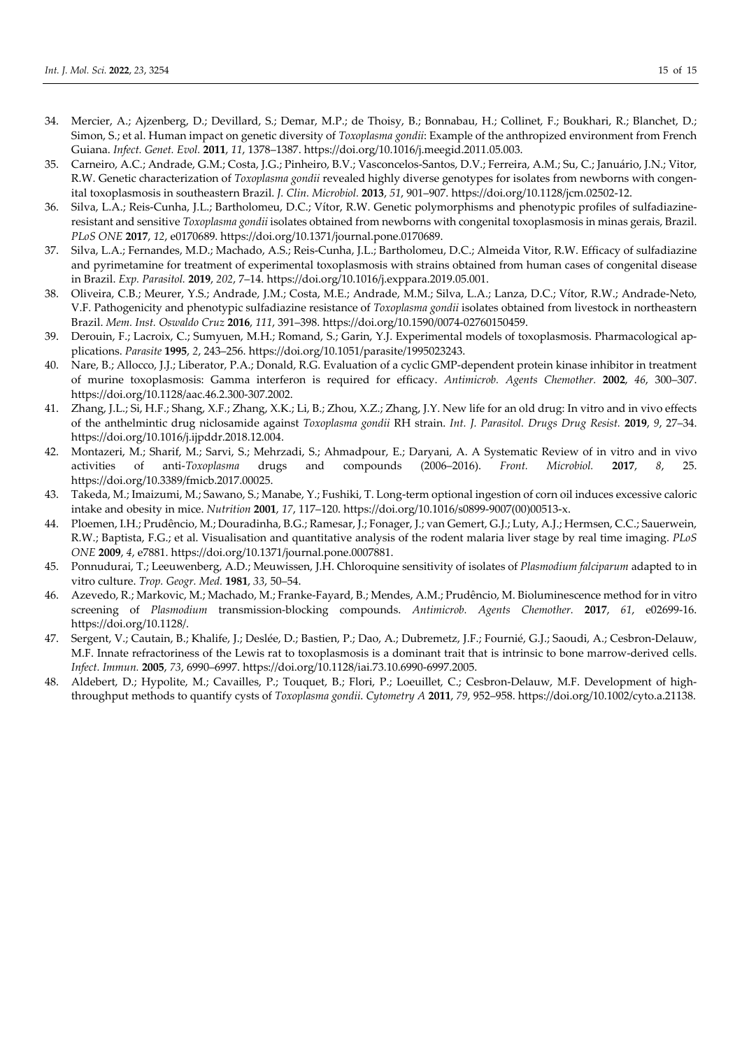34. Mercier, A.; Ajzenberg, D.; Devillard, S.; Demar, M.P.; de Thoisy, B.; Bonnabau, H.; Collinet, F.; Boukhari, R.; Blanchet, D.; Simon, S.; et al. Human impact on genetic diversity of *Toxoplasma gondii*: Example of the anthropized environment from French Guiana. *Infect. Genet. Evol.* **2011**, *11*, 1378–1387. https://doi.org/10.1016/j.meegid.2011.05.003.
35. Carneiro, A.C.; Andrade, G.M.; Costa, J.G.; Pinheiro, B.V.; Vasconcelos-Santos, D.V.; Ferreira, A.M.; Su, C.; Januário, J.N.; Vitor, R.W. Genetic characterization of *Toxoplasma gondii* revealed highly diverse genotypes for isolates from newborns with congenital toxoplasmosis in southeastern Brazil. *J. Clin. Microbiol.* **2013**, *51*, 901–907. https://doi.org/10.1128/jcm.02502-12.
36. Silva, L.A.; Reis-Cunha, J.L.; Bartholomeu, D.C.; Vítor, R.W. Genetic polymorphisms and phenotypic profiles of sulfadiazine-resistant and sensitive *Toxoplasma gondii* isolates obtained from newborns with congenital toxoplasmosis in minas gerais, Brazil. *PLoS ONE* **2017**, *12*, e0170689. https://doi.org/10.1371/journal.pone.0170689.
37. Silva, L.A.; Fernandes, M.D.; Machado, A.S.; Reis-Cunha, J.L.; Bartholomeu, D.C.; Almeida Vitor, R.W. Efficacy of sulfadiazine and pyrimetamine for treatment of experimental toxoplasmosis with strains obtained from human cases of congenital disease in Brazil. *Exp. Parasitol.* **2019**, *202*, 7–14. https://doi.org/10.1016/j.exppara.2019.05.001.
38. Oliveira, C.B.; Meurer, Y.S.; Andrade, J.M.; Costa, M.E.; Andrade, M.M.; Silva, L.A.; Lanza, D.C.; Vítor, R.W.; Andrade-Neto, V.F. Pathogenicity and phenotypic sulfadiazine resistance of *Toxoplasma gondii* isolates obtained from livestock in northeastern Brazil. *Mem. Inst. Oswaldo Cruz* **2016**, *111*, 391–398. https://doi.org/10.1590/0074-02760150459.
39. Derouin, F.; Lacroix, C.; Sumyuen, M.H.; Romand, S.; Garin, Y.J. Experimental models of toxoplasmosis. Pharmacological applications. *Parasite* **1995**, *2*, 243–256. https://doi.org/10.1051/parasite/1995023243.
40. Nare, B.; Allocco, J.J.; Liberator, P.A.; Donald, R.G. Evaluation of a cyclic GMP-dependent protein kinase inhibitor in treatment of murine toxoplasmosis: Gamma interferon is required for efficacy. *Antimicrob. Agents Chemother.* **2002**, *46*, 300–307. https://doi.org/10.1128/aac.46.2.300-307.2002.
41. Zhang, J.L.; Si, H.F.; Shang, X.F.; Zhang, X.K.; Li, B.; Zhou, X.Z.; Zhang, J.Y. New life for an old drug: In vitro and in vivo effects of the anthelmintic drug niclosamide against *Toxoplasma gondii* RH strain. *Int. J. Parasitol. Drugs Drug Resist.* **2019**, *9*, 27–34. https://doi.org/10.1016/j.ijpddr.2018.12.004.
42. Montazeri, M.; Sharif, M.; Sarvi, S.; Mehrzadi, S.; Ahmadpour, E.; Daryani, A. A Systematic Review of in vitro and in vivo activities of anti-*Toxoplasma* drugs and compounds (2006–2016). *Front. Microbiol.* **2017**, *8*, 25. https://doi.org/10.3389/fmicb.2017.00025.
43. Takeda, M.; Imaizumi, M.; Sawano, S.; Manabe, Y.; Fushiki, T. Long-term optional ingestion of corn oil induces excessive caloric intake and obesity in mice. *Nutrition* **2001**, *17*, 117–120. https://doi.org/10.1016/s0899-9007(00)00513-x.
44. Ploemen, I.H.; Prudêncio, M.; Douradinha, B.G.; Ramesar, J.; Fonager, J.; van Gemert, G.J.; Luty, A.J.; Hermsen, C.C.; Sauerwein, R.W.; Baptista, F.G.; et al. Visualisation and quantitative analysis of the rodent malaria liver stage by real time imaging. *PLoS ONE* **2009**, *4*, e7881. https://doi.org/10.1371/journal.pone.0007881.
45. Ponnudurai, T.; Leeuwenberg, A.D.; Meuwissen, J.H. Chloroquine sensitivity of isolates of *Plasmodium falciparum* adapted to in vitro culture. *Trop. Geogr. Med.* **1981**, *33*, 50–54.
46. Azevedo, R.; Markovic, M.; Machado, M.; Franke-Fayard, B.; Mendes, A.M.; Prudêncio, M. Bioluminescence method for in vitro screening of *Plasmodium* transmission-blocking compounds. *Antimicrob. Agents Chemother.* **2017**, *61*, e02699-16. https://doi.org/10.1128/.
47. Sergent, V.; Cautain, B.; Khalife, J.; Deslée, D.; Bastien, P.; Dao, A.; Dubremetz, J.F.; Fournié, G.J.; Saoudi, A.; Cesbron-Delauw, M.F. Innate refractoriness of the Lewis rat to toxoplasmosis is a dominant trait that is intrinsic to bone marrow-derived cells. *Infect. Immun.* **2005**, *73*, 6990–6997. https://doi.org/10.1128/iai.73.10.6990-6997.2005.
48. Aldebert, D.; Hypolite, M.; Cavailles, P.; Touquet, B.; Flori, P.; Loeuillet, C.; Cesbron-Delauw, M.F. Development of high-throughput methods to quantify cysts of *Toxoplasma gondii*. *Cytometry A* **2011**, *79*, 952–958. https://doi.org/10.1002/cyto.a.21138.